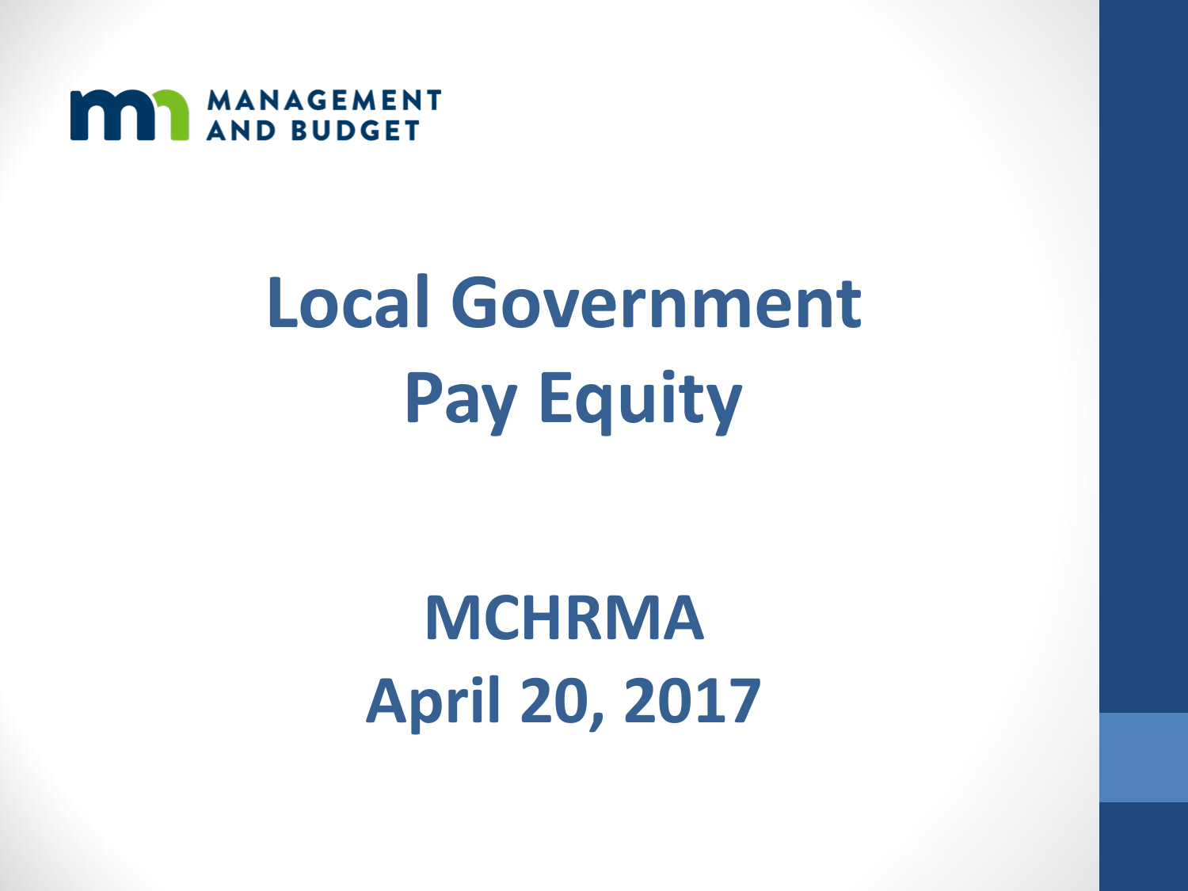MANAGEMENT AND BUDGET

# Local Government Pay Equity

## MCHRMA
## April 20, 2017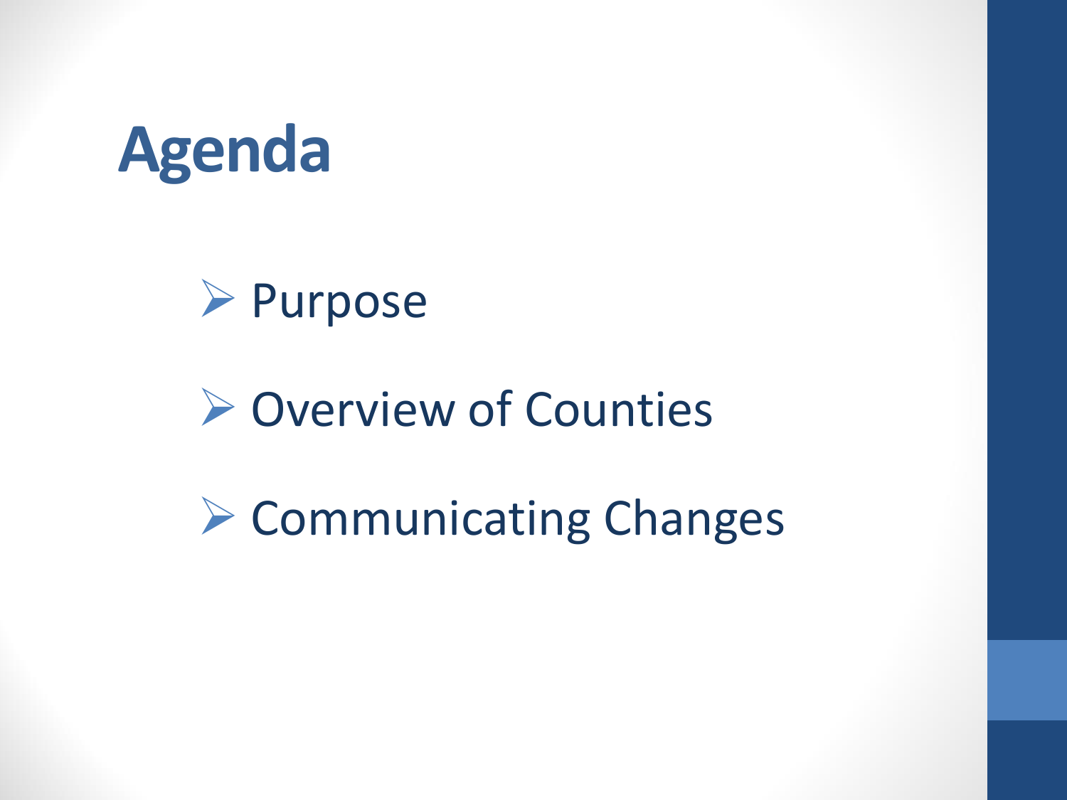# Agenda

- Purpose
- Overview of Counties
- Communicating Changes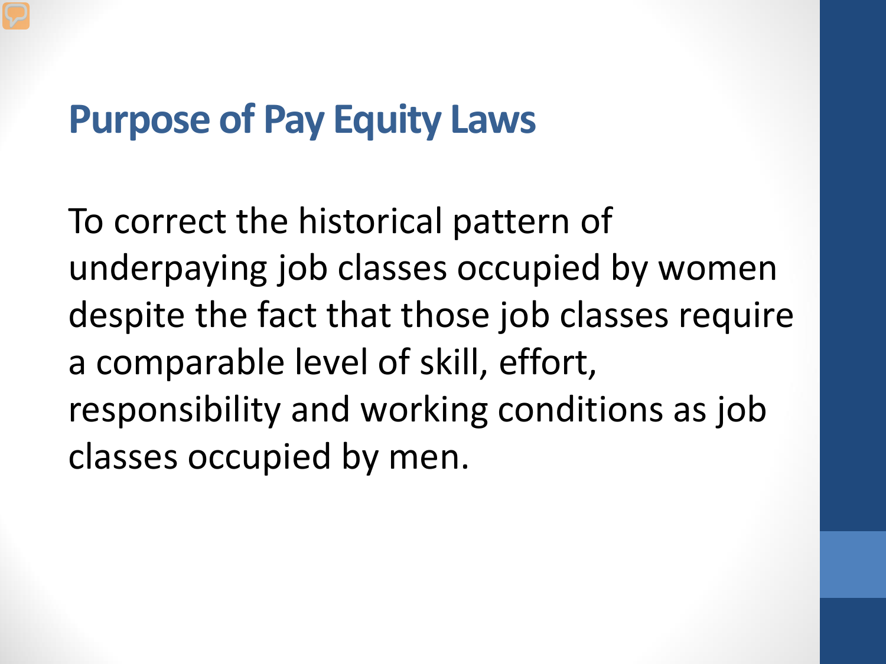## Purpose of Pay Equity Laws

To correct the historical pattern of underpaying job classes occupied by women despite the fact that those job classes require a comparable level of skill, effort, responsibility and working conditions as job classes occupied by men.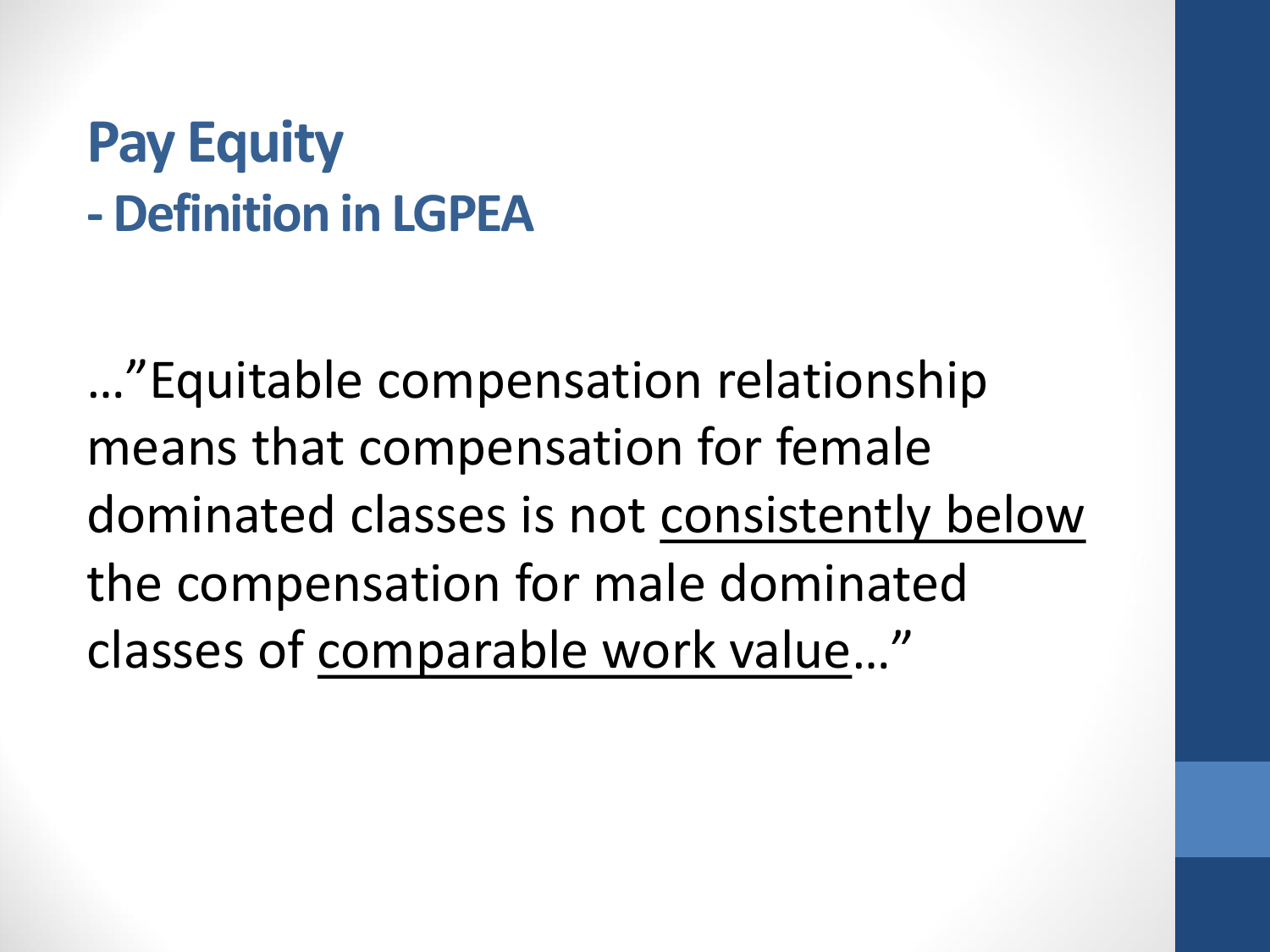# Pay Equity
## - Definition in LGPEA

…"Equitable compensation relationship means that compensation for female dominated classes is not <u>consistently below</u> the compensation for male dominated classes of <u>comparable work value</u>…"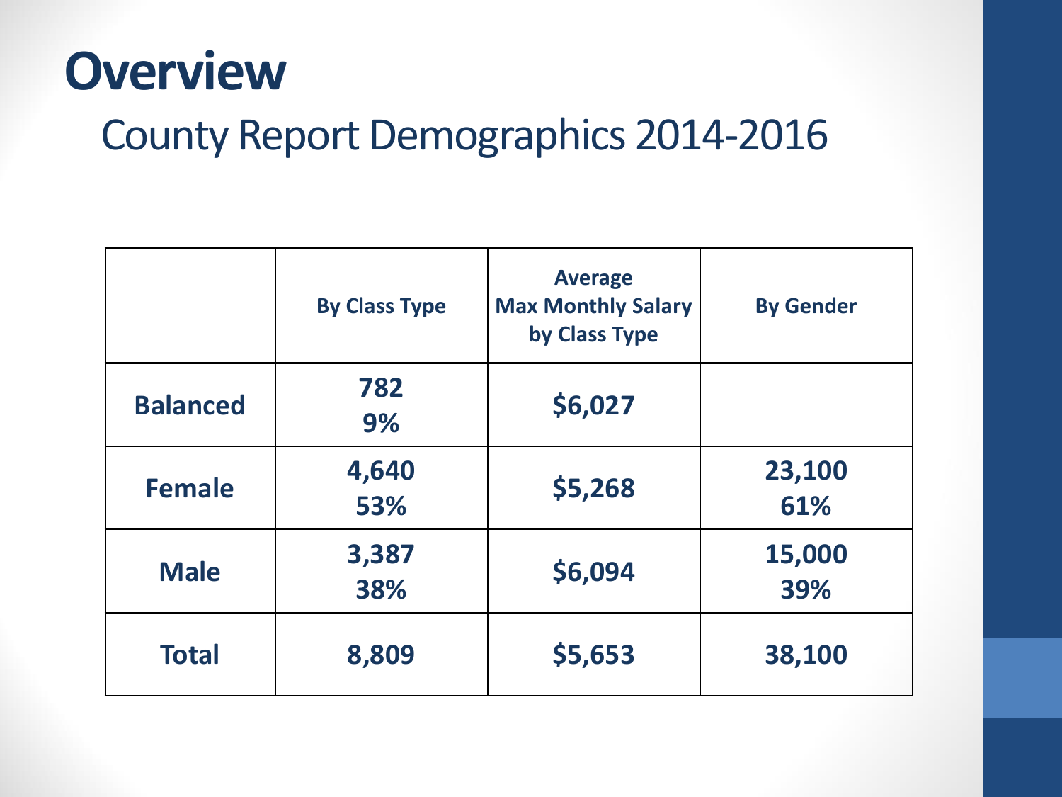# Overview

## County Report Demographics 2014-2016

| | By Class Type | Average Max Monthly Salary by Class Type | By Gender |
|---|---|---|---|
| **Balanced** | 782<br>9% | $6,027 | |
| **Female** | 4,640<br>53% | $5,268 | 23,100<br>61% |
| **Male** | 3,387<br>38% | $6,094 | 15,000<br>39% |
| **Total** | 8,809 | $5,653 | 38,100 |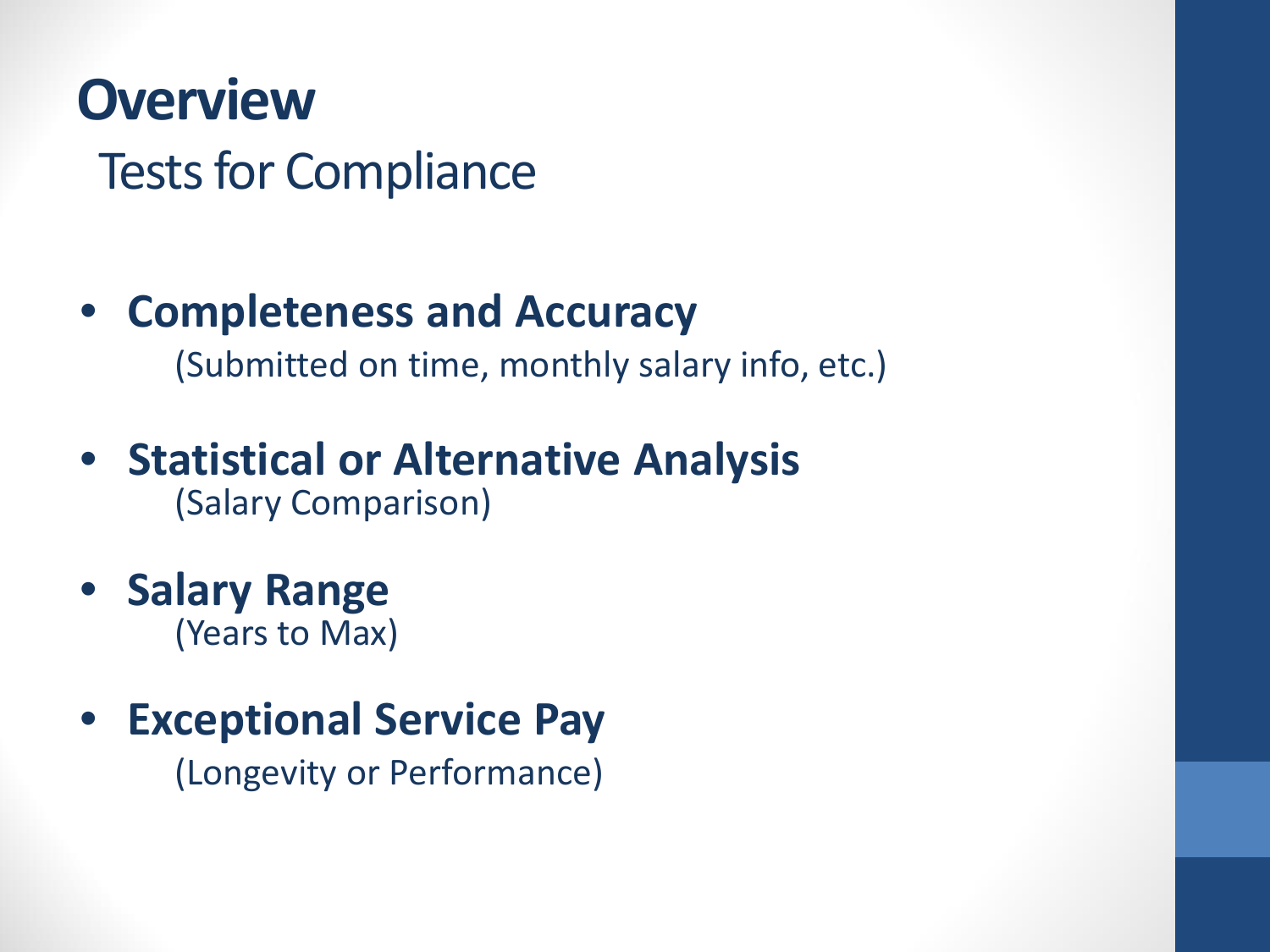# Overview

## Tests for Compliance

- **Completeness and Accuracy**
  (Submitted on time, monthly salary info, etc.)
- **Statistical or Alternative Analysis**
  (Salary Comparison)
- **Salary Range**
  (Years to Max)
- **Exceptional Service Pay**
  (Longevity or Performance)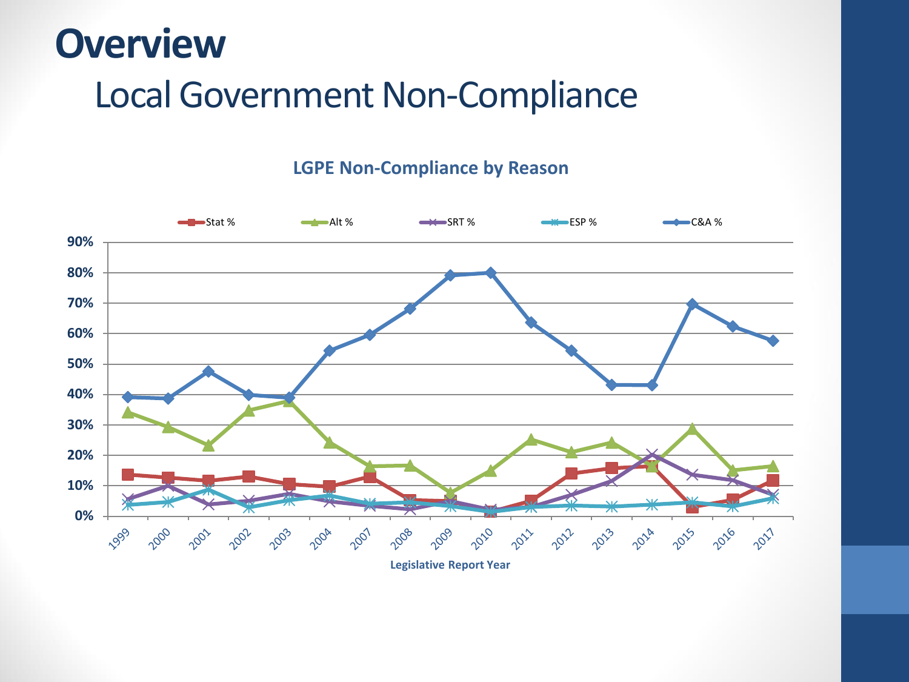# Overview

## Local Government Non-Compliance

**LGPE Non-Compliance by Reason**

Stat % | Alt % | SRT % | ESP % | C&A %

90% | 80% | 70% | 60% | 50% | 40% | 30% | 20% | 10% | 0%

1999 | 2000 | 2001 | 2002 | 2003 | 2004 | 2007 | 2008 | 2009 | 2010 | 2011 | 2012 | 2013 | 2014 | 2015 | 2016 | 2017

**Legislative Report Year**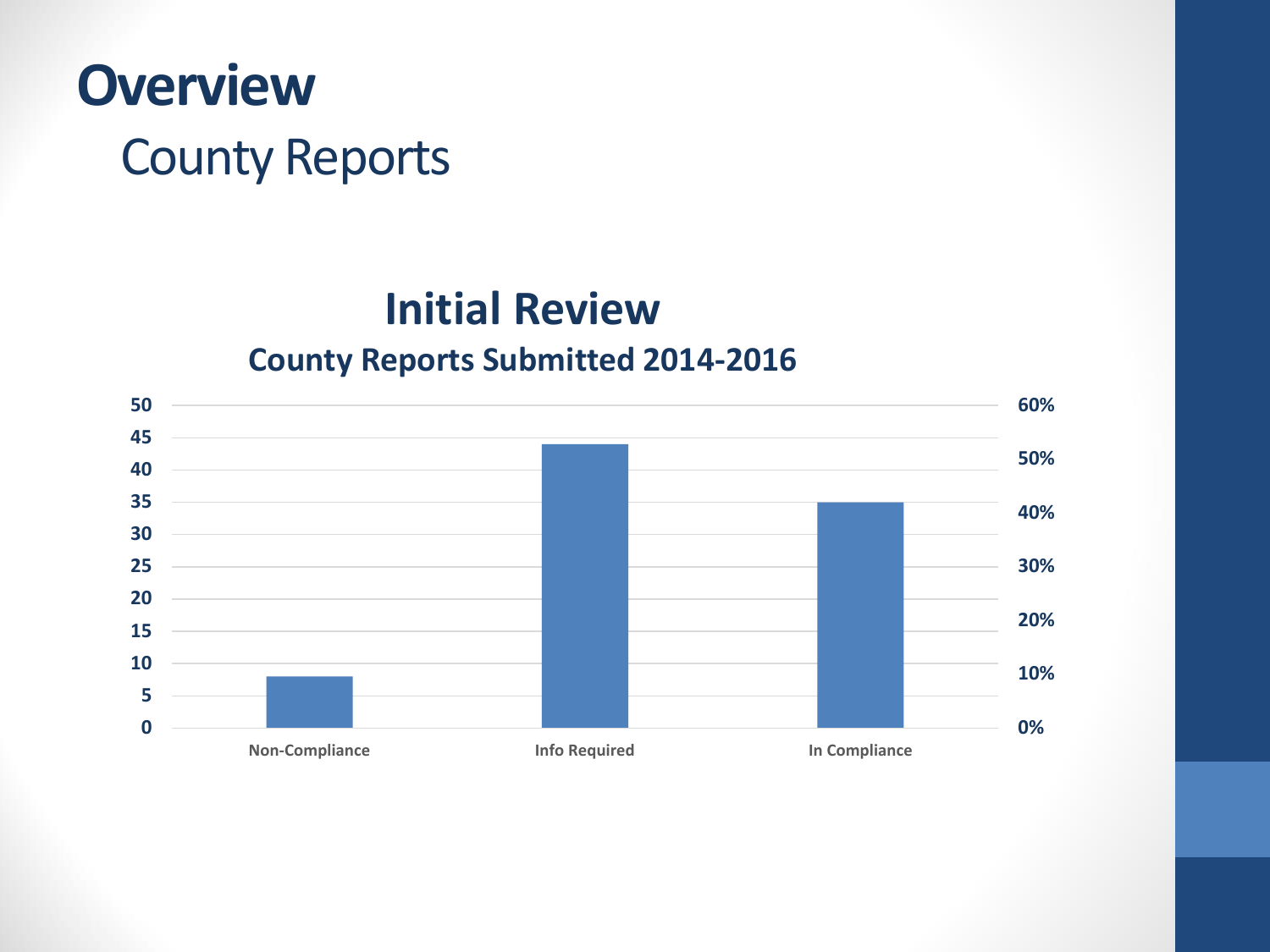# Overview

## County Reports

### Initial Review

**County Reports Submitted 2014-2016**

| Category | Count |
| --- | --- |
| Non-Compliance | 8 |
| Info Required | 44 |
| In Compliance | 35 |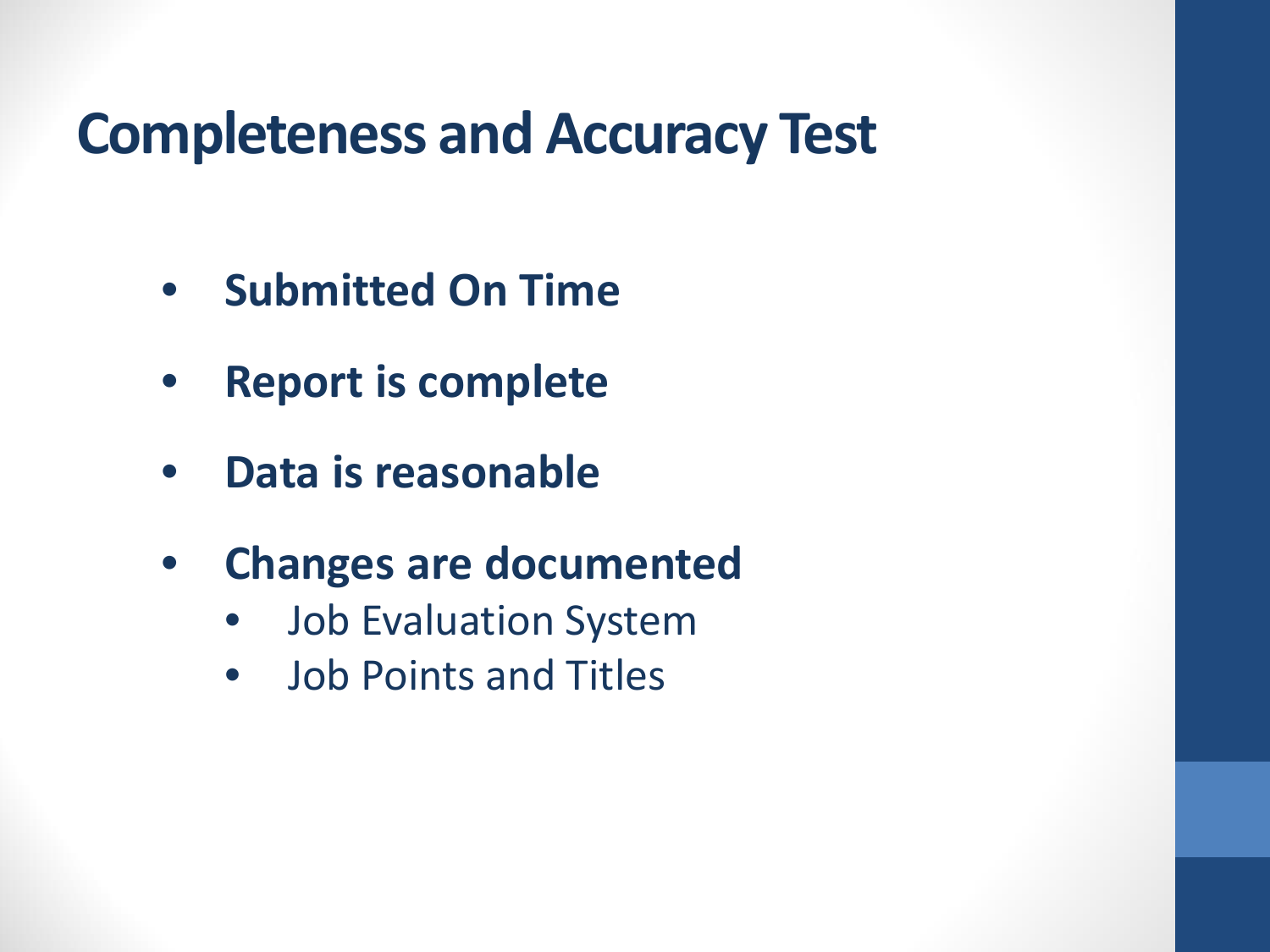# Completeness and Accuracy Test

- **Submitted On Time**
- **Report is complete**
- **Data is reasonable**
- **Changes are documented**
  - Job Evaluation System
  - Job Points and Titles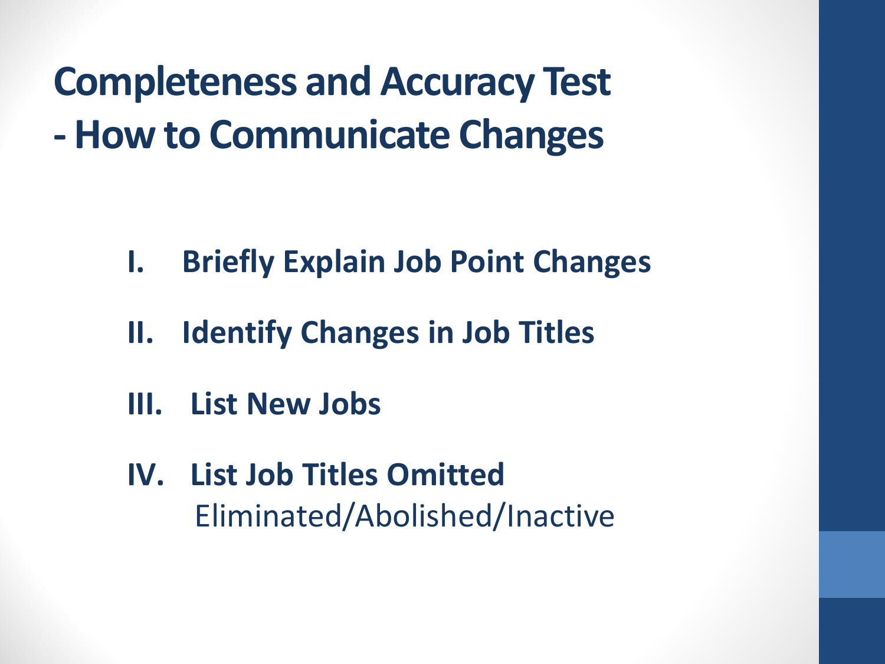# Completeness and Accuracy Test - How to Communicate Changes

I. **Briefly Explain Job Point Changes**

II. **Identify Changes in Job Titles**

III. **List New Jobs**

IV. **List Job Titles Omitted**
    Eliminated/Abolished/Inactive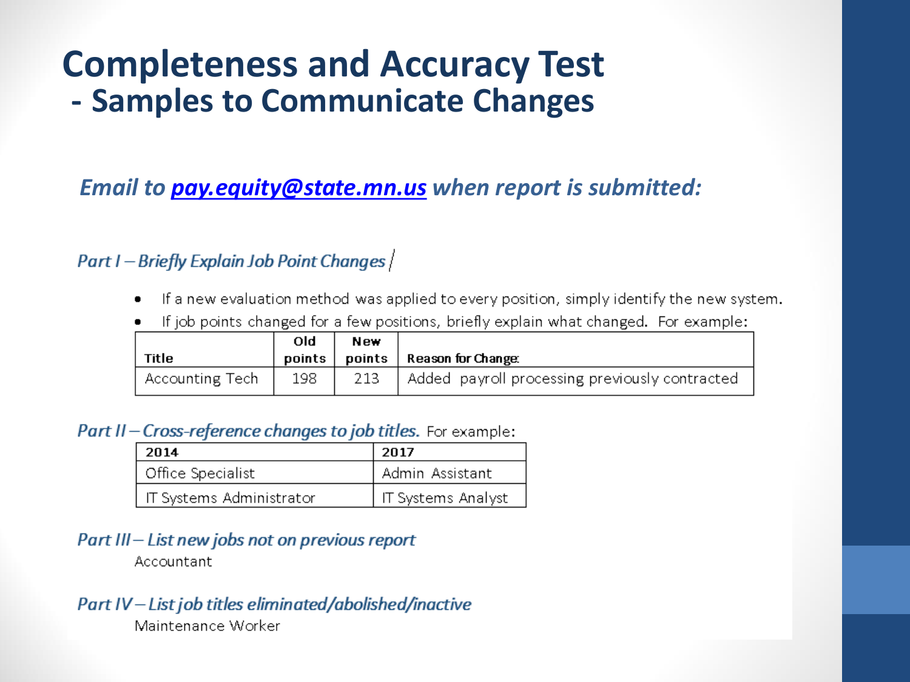# Completeness and Accuracy Test
## - Samples to Communicate Changes

***Email to [pay.equity@state.mn.us](mailto:pay.equity@state.mn.us) when report is submitted:***

### *Part I – Briefly Explain Job Point Changes*

- If a new evaluation method was applied to every position, simply identify the new system.
- If job points changed for a few positions, briefly explain what changed. For example:

| Title | Old points | New points | Reason for Change: |
|---|---|---|---|
| Accounting Tech | 198 | 213 | Added payroll processing previously contracted |

### *Part II – Cross-reference changes to job titles.* For example:

| 2014 | 2017 |
|---|---|
| Office Specialist | Admin Assistant |
| IT Systems Administrator | IT Systems Analyst |

### *Part III – List new jobs not on previous report*

Accountant

### *Part IV – List job titles eliminated/abolished/inactive*

Maintenance Worker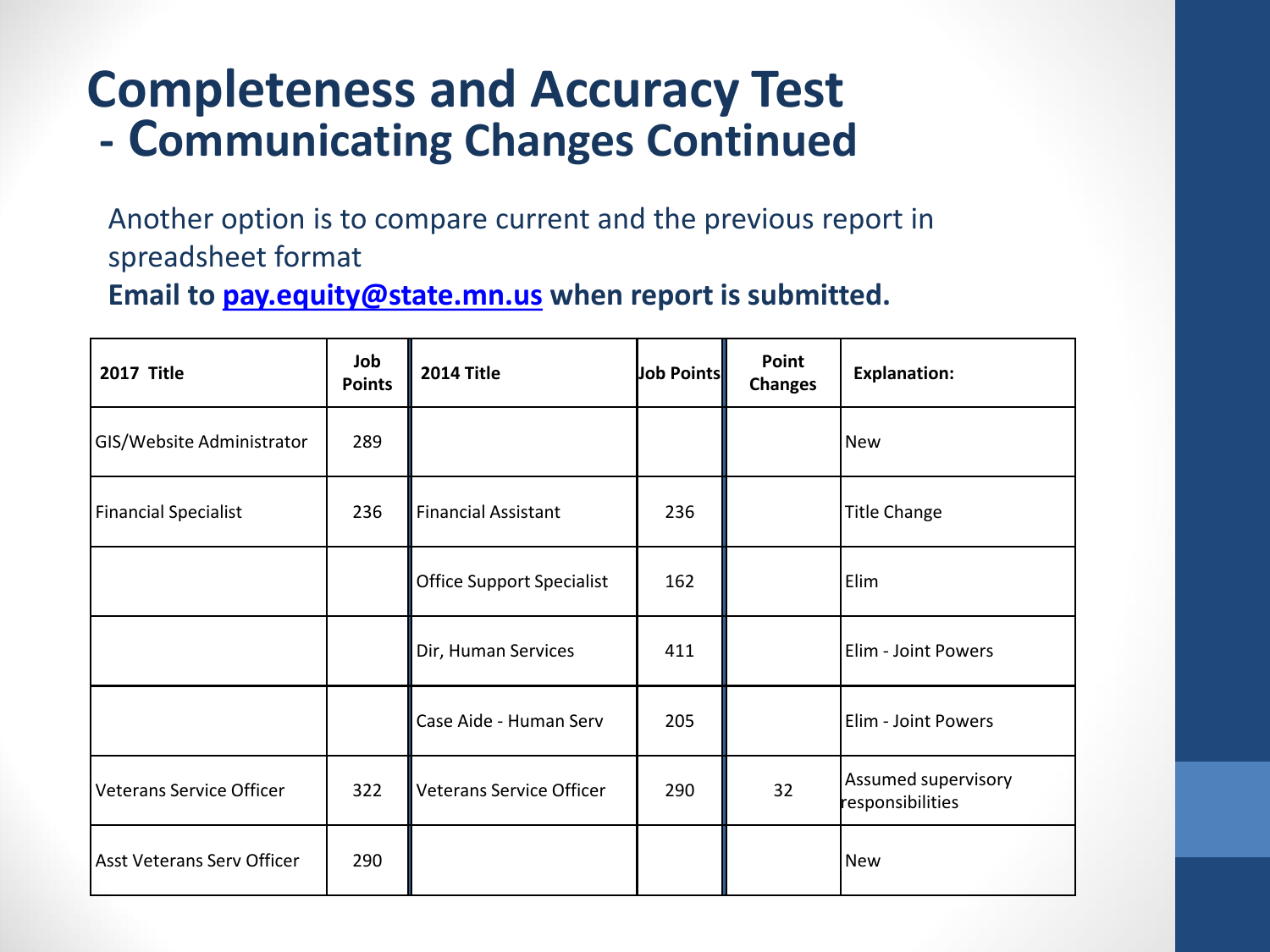# Completeness and Accuracy Test - Communicating Changes Continued

Another option is to compare current and the previous report in spreadsheet format

**Email to [pay.equity@state.mn.us](mailto:pay.equity@state.mn.us) when report is submitted.**

| 2017 Title | Job Points | 2014 Title | Job Points | Point Changes | Explanation: |
|---|---|---|---|---|---|
| GIS/Website Administrator | 289 | | | | New |
| Financial Specialist | 236 | Financial Assistant | 236 | | Title Change |
| | | Office Support Specialist | 162 | | Elim |
| | | Dir, Human Services | 411 | | Elim - Joint Powers |
| | | Case Aide - Human Serv | 205 | | Elim - Joint Powers |
| Veterans Service Officer | 322 | Veterans Service Officer | 290 | 32 | Assumed supervisory responsibilities |
| Asst Veterans Serv Officer | 290 | | | | New |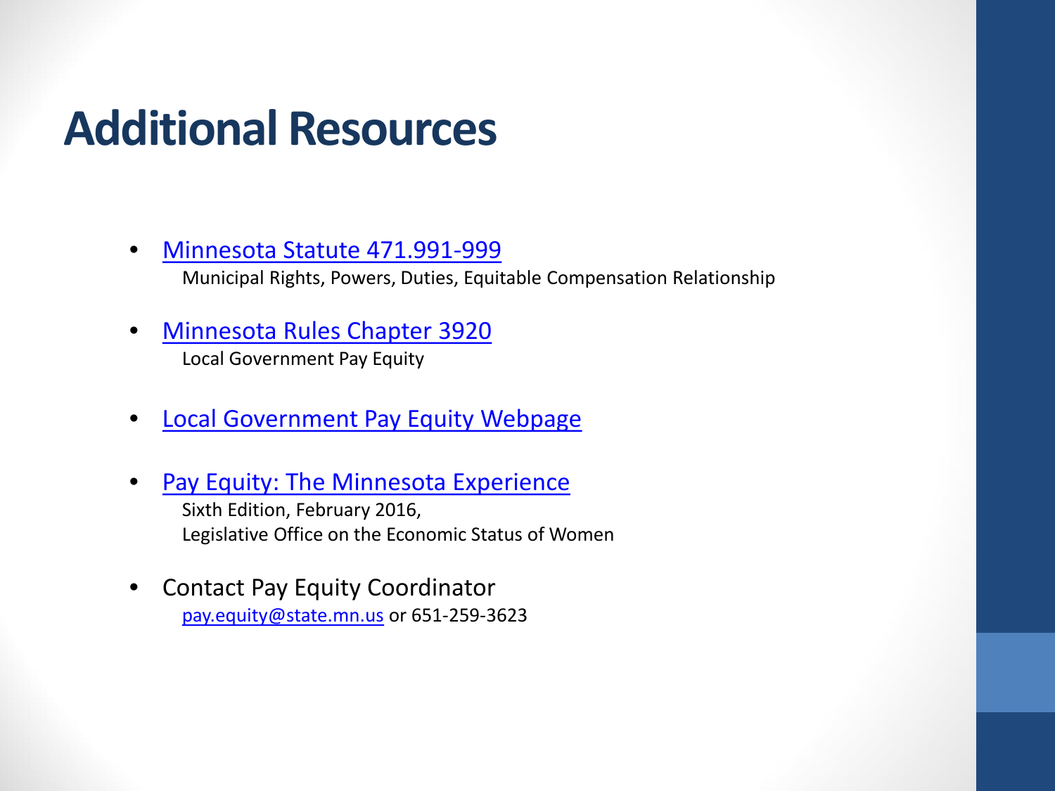# Additional Resources

- Minnesota Statute 471.991-999
  Municipal Rights, Powers, Duties, Equitable Compensation Relationship
- Minnesota Rules Chapter 3920
  Local Government Pay Equity
- Local Government Pay Equity Webpage
- Pay Equity: The Minnesota Experience
  Sixth Edition, February 2016,
  Legislative Office on the Economic Status of Women
- Contact Pay Equity Coordinator
  pay.equity@state.mn.us or 651-259-3623